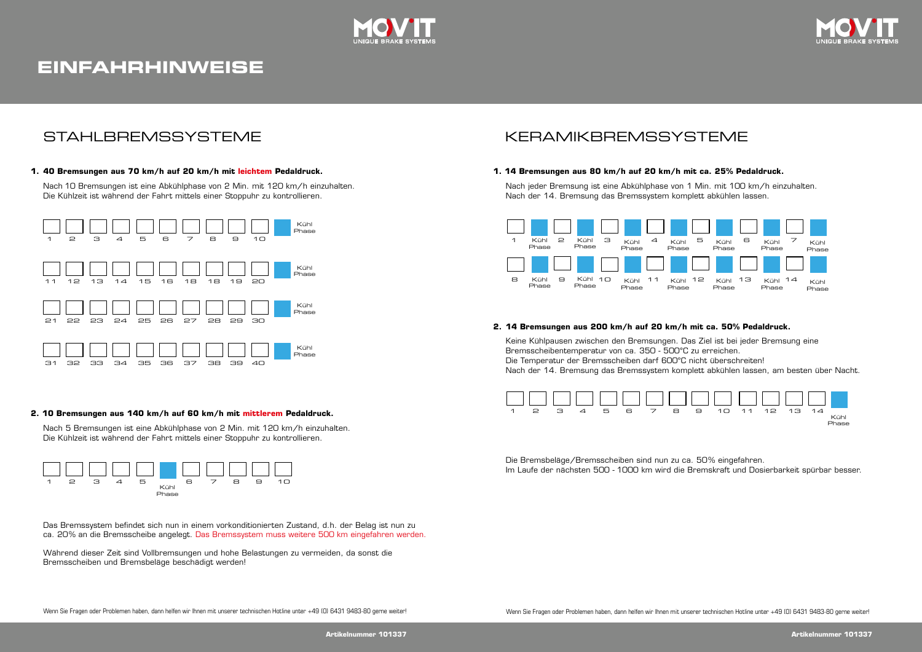# EINFAHRHINWEISE

## STAHLBREMSSYSTEME

**1. 40 Bremsungen aus 70 km/h auf 20 km/h mit leichtem Pedaldruck.**

Nach 10 Bremsungen ist eine Abkühlphase von 2 Min. mit 120 km/h einzuhalten.
Die Kühlzeit ist während der Fahrt mittels einer Stoppuhr zu kontrollieren.

1 2 3 4 5 6 7 8 9 10 Kühl Phase

11 12 13 14 15 16 18 18 19 20 Kühl Phase

21 22 23 24 25 26 27 28 29 30 Kühl Phase

31 32 33 34 35 36 37 38 39 40 Kühl Phase

**2. 10 Bremsungen aus 140 km/h auf 60 km/h mit mittlerem Pedaldruck.**

Nach 5 Bremsungen ist eine Abkühlphase von 2 Min. mit 120 km/h einzuhalten.
Die Kühlzeit ist während der Fahrt mittels einer Stoppuhr zu kontrollieren.

1 2 3 4 5 Kühl Phase 6 7 8 9 10

Das Bremssystem befindet sich nun in einem vorkonditionierten Zustand, d.h. der Belag ist nun zu ca. 20% an die Bremsscheibe angelegt. Das Bremssystem muss weitere 500 km eingefahren werden.

Während dieser Zeit sind Vollbremsungen und hohe Belastungen zu vermeiden, da sonst die Bremsscheiben und Bremsbeläge beschädigt werden!

Wenn Sie Fragen oder Problemen haben, dann helfen wir Ihnen mit unserer technischen Hotline unter +49 (0) 6431 9483-80 gerne weiter!

## KERAMIKBREMSSYSTEME

**1. 14 Bremsungen aus 80 km/h auf 20 km/h mit ca. 25% Pedaldruck.**

Nach jeder Bremsung ist eine Abkühlphase von 1 Min. mit 100 km/h einzuhalten.
Nach der 14. Bremsung das Bremssystem komplett abkühlen lassen.

1 Kühl Phase 2 Kühl Phase 3 Kühl Phase 4 Kühl Phase 5 Kühl Phase 6 Kühl Phase 7 Kühl Phase

8 Kühl Phase 9 Kühl Phase 10 Kühl Phase 11 Kühl Phase 12 Kühl Phase 13 Kühl Phase 14 Kühl Phase

**2. 14 Bremsungen aus 200 km/h auf 20 km/h mit ca. 50% Pedaldruck.**

Keine Kühlpausen zwischen den Bremsungen. Das Ziel ist bei jeder Bremsung eine Bremsscheibentemperatur von ca. 350 - 500°C zu erreichen.
Die Temperatur der Bremsscheiben darf 600°C nicht überschreiten!
Nach der 14. Bremsung das Bremssystem komplett abkühlen lassen, am besten über Nacht.

1 2 3 4 5 6 7 8 9 10 11 12 13 14 Kühl Phase

Die Bremsbeläge/Bremsscheiben sind nun zu ca. 50% eingefahren.
Im Laufe der nächsten 500 - 1000 km wird die Bremskraft und Dosierbarkeit spürbar besser.

Wenn Sie Fragen oder Problemen haben, dann helfen wir Ihnen mit unserer technischen Hotline unter +49 (0) 6431 9483-80 gerne weiter!

**Artikelnummer 101337**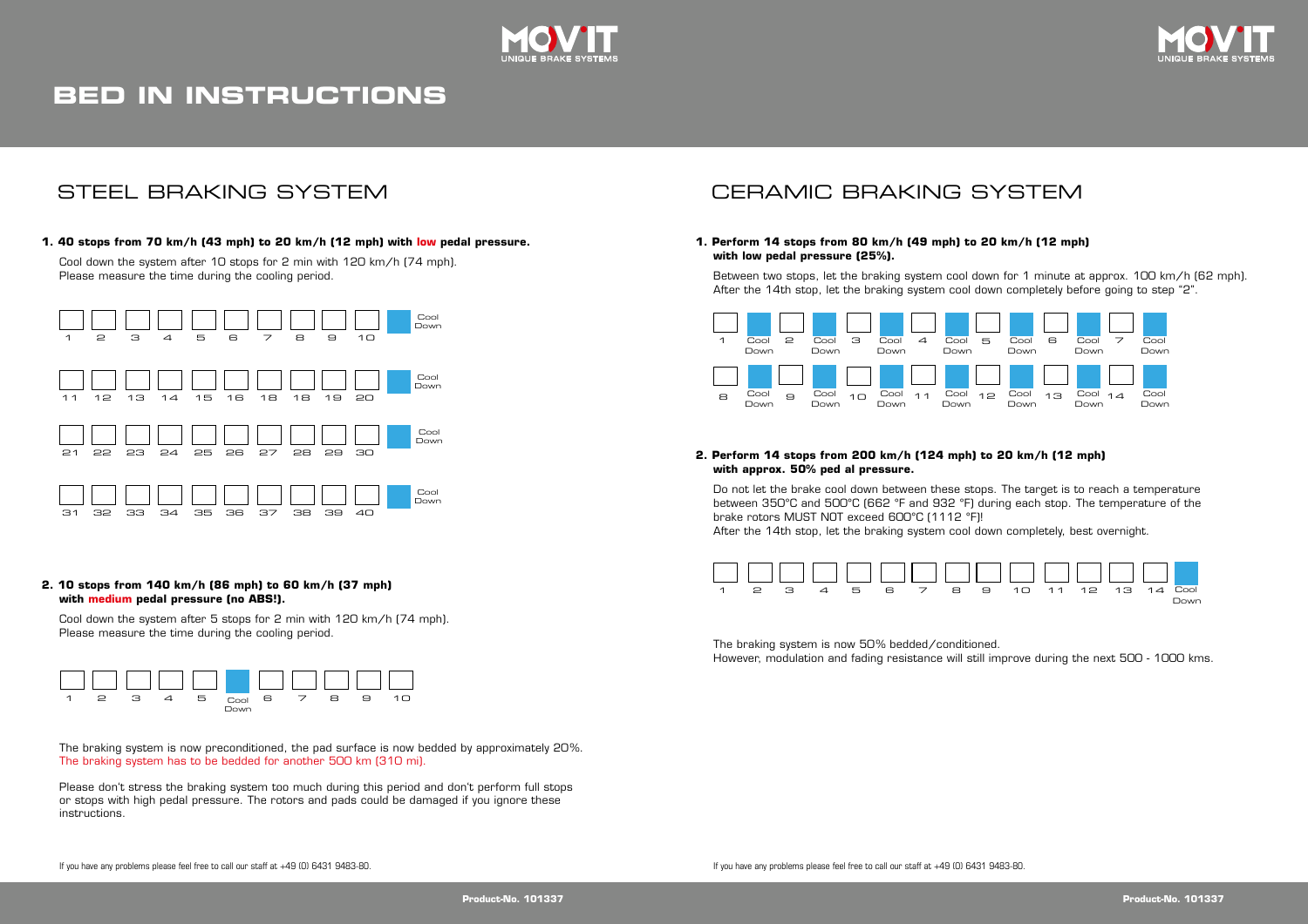# BED IN INSTRUCTIONS

## STEEL BRAKING SYSTEM

**1. 40 stops from 70 km/h (43 mph) to 20 km/h (12 mph) with low pedal pressure.**

Cool down the system after 10 stops for 2 min with 120 km/h (74 mph).
Please measure the time during the cooling period.

1 2 3 4 5 6 7 8 9 10 Cool Down

11 12 13 14 15 16 18 18 19 20 Cool Down

21 22 23 24 25 26 27 28 29 30 Cool Down

31 32 33 34 35 36 37 38 39 40 Cool Down

**2. 10 stops from 140 km/h (86 mph) to 60 km/h (37 mph) with medium pedal pressure (no ABS!).**

Cool down the system after 5 stops for 2 min with 120 km/h (74 mph).
Please measure the time during the cooling period.

1 2 3 4 5 Cool Down 6 7 8 9 10

The braking system is now preconditioned, the pad surface is now bedded by approximately 20%.
The braking system has to be bedded for another 500 km (310 mi).

Please don't stress the braking system too much during this period and don't perform full stops or stops with high pedal pressure. The rotors and pads could be damaged if you ignore these instructions.

If you have any problems please feel free to call our staff at +49 (0) 6431 9483-80.

## CERAMIC BRAKING SYSTEM

**1. Perform 14 stops from 80 km/h (49 mph) to 20 km/h (12 mph) with low pedal pressure (25%).**

Between two stops, let the braking system cool down for 1 minute at approx. 100 km/h (62 mph).
After the 14th stop, let the braking system cool down completely before going to step "2".

1 Cool Down 2 Cool Down 3 Cool Down 4 Cool Down 5 Cool Down 6 Cool Down 7 Cool Down

8 Cool Down 9 Cool Down 10 Cool Down 11 Cool Down 12 Cool Down 13 Cool Down 14 Cool Down

**2. Perform 14 stops from 200 km/h (124 mph) to 20 km/h (12 mph) with approx. 50% ped al pressure.**

Do not let the brake cool down between these stops. The target is to reach a temperature between 350°C and 500°C (662 °F and 932 °F) during each stop. The temperature of the brake rotors MUST NOT exceed 600°C (1112 °F)!
After the 14th stop, let the braking system cool down completely, best overnight.

1 2 3 4 5 6 7 8 9 10 11 12 13 14 Cool Down

The braking system is now 50% bedded/conditioned.
However, modulation and fading resistance will still improve during the next 500 - 1000 kms.

If you have any problems please feel free to call our staff at +49 (0) 6431 9483-80.

**Product-No. 101337**